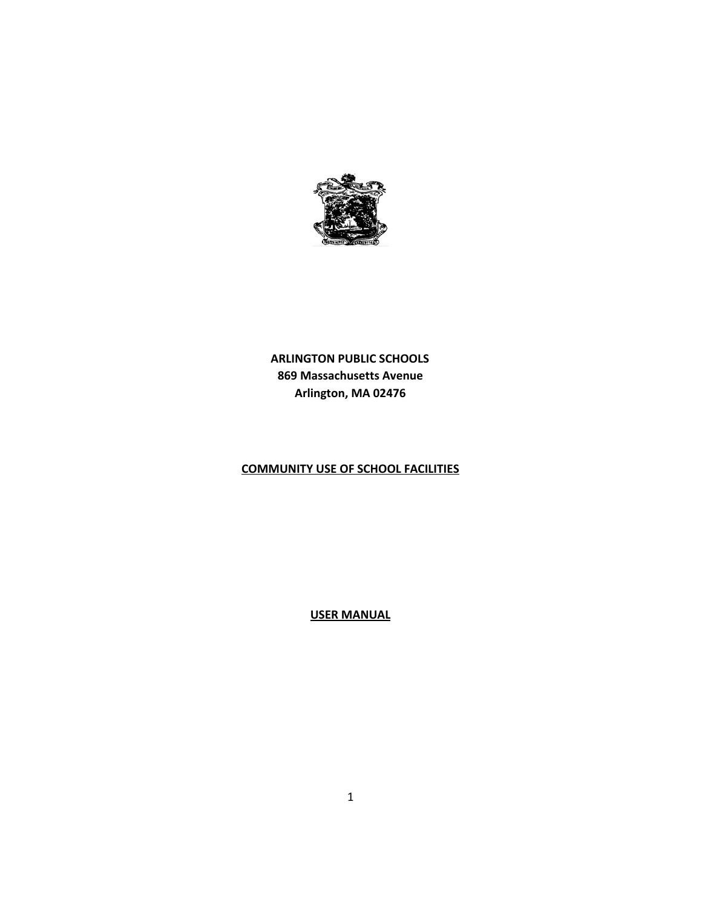**ARLINGTON PUBLIC SCHOOLS**
**869 Massachusetts Avenue**
**Arlington, MA 02476**

# COMMUNITY USE OF SCHOOL FACILITIES

## USER MANUAL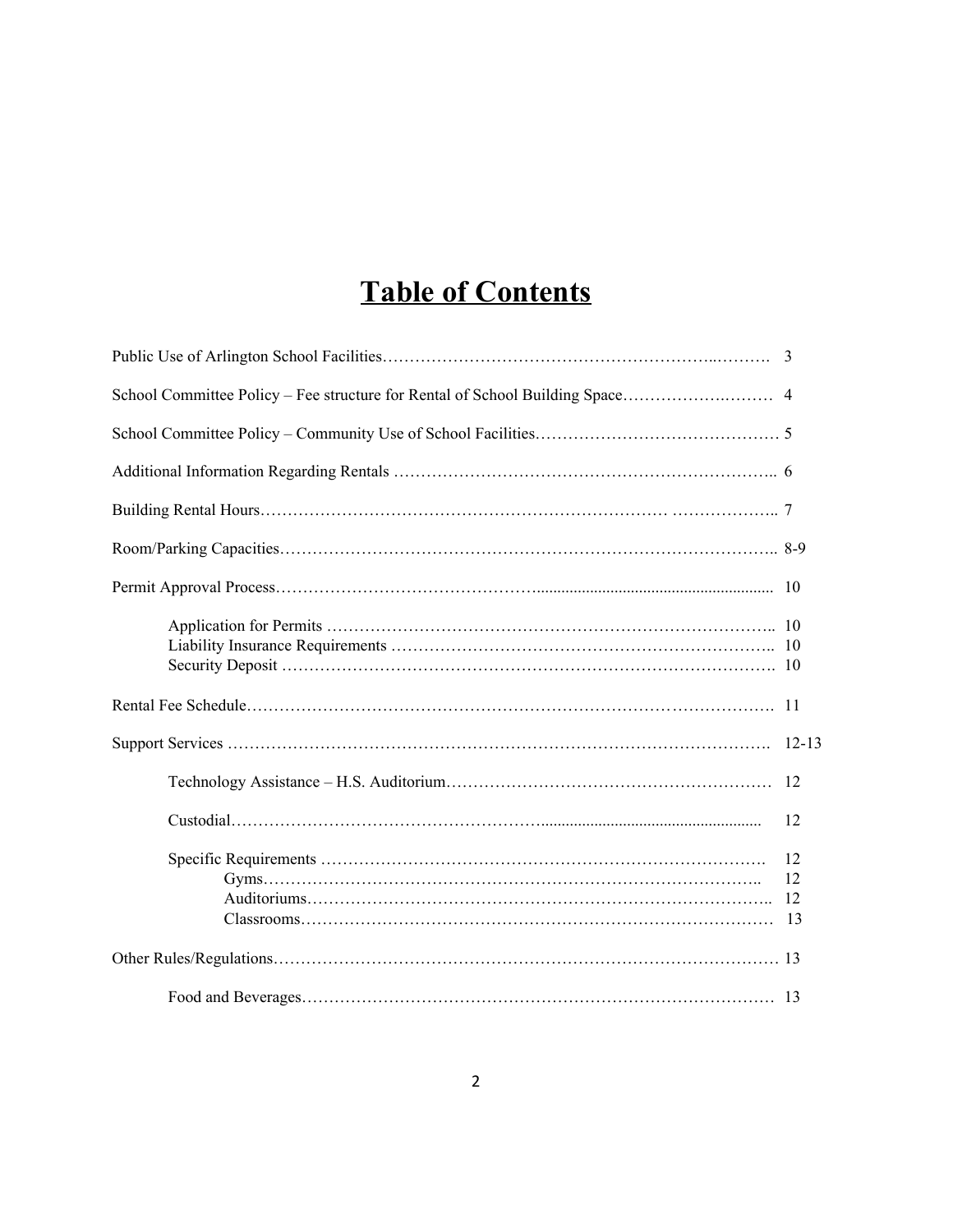# Table of Contents

Public Use of Arlington School Facilities………………………………………………………..………. 3

School Committee Policy – Fee structure for Rental of School Building Space……………….……… 4

School Committee Policy – Community Use of School Facilities……………………………………… 5

Additional Information Regarding Rentals …………………………………………………………….. 6

Building Rental Hours………………………………………………………………… ……………….. 7

Room/Parking Capacities……………………………………………………………………………….. 8-9

Permit Approval Process……………………………………….......................................................... 10

- Application for Permits ……………………………………………………………………….. 10
- Liability Insurance Requirements …………………………………………………………….. 10
- Security Deposit ………………………………………………………………………………. 10

Rental Fee Schedule……………………………………………………………………………………. 11

Support Services ………………………………………………………………………………………. 12-13

- Technology Assistance – H.S. Auditorium…………………………………………………… 12
- Custodial………………………………………………...................................................... 12
- Specific Requirements ……………………………………………………………………….. 12
  - Gyms……………………………………………………………………………….. 12
  - Auditoriums……………………………………………………………………….. 12
  - Classrooms………………………………………………………………………… 13

Other Rules/Regulations………………………………………………………………………………… 13

- Food and Beverages…………………………………………………………………………… 13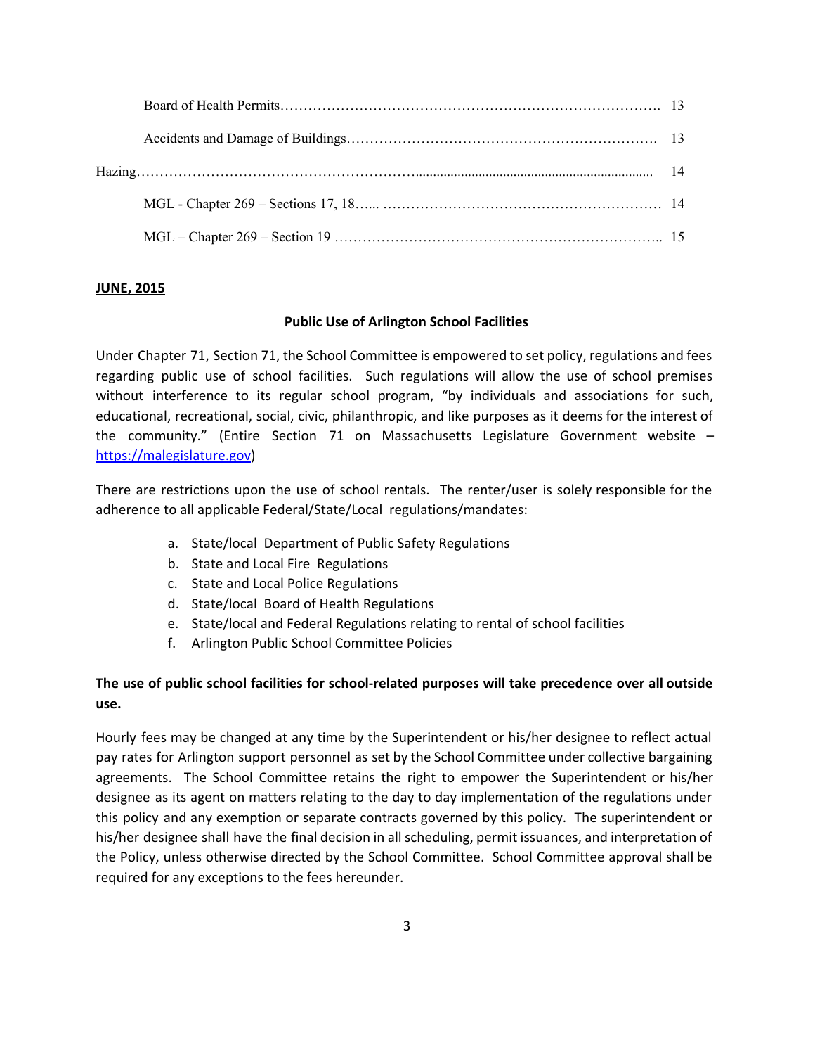| | |
|---|---|
| Board of Health Permits | 13 |
| Accidents and Damage of Buildings | 13 |
| Hazing | 14 |
| MGL - Chapter 269 – Sections 17, 18 | 14 |
| MGL – Chapter 269 – Section 19 | 15 |

**JUNE, 2015**

## Public Use of Arlington School Facilities

Under Chapter 71, Section 71, the School Committee is empowered to set policy, regulations and fees regarding public use of school facilities. Such regulations will allow the use of school premises without interference to its regular school program, "by individuals and associations for such, educational, recreational, social, civic, philanthropic, and like purposes as it deems for the interest of the community." (Entire Section 71 on Massachusetts Legislature Government website – https://malegislature.gov)

There are restrictions upon the use of school rentals. The renter/user is solely responsible for the adherence to all applicable Federal/State/Local regulations/mandates:

a. State/local Department of Public Safety Regulations
b. State and Local Fire Regulations
c. State and Local Police Regulations
d. State/local Board of Health Regulations
e. State/local and Federal Regulations relating to rental of school facilities
f. Arlington Public School Committee Policies

**The use of public school facilities for school-related purposes will take precedence over all outside use.**

Hourly fees may be changed at any time by the Superintendent or his/her designee to reflect actual pay rates for Arlington support personnel as set by the School Committee under collective bargaining agreements. The School Committee retains the right to empower the Superintendent or his/her designee as its agent on matters relating to the day to day implementation of the regulations under this policy and any exemption or separate contracts governed by this policy. The superintendent or his/her designee shall have the final decision in all scheduling, permit issuances, and interpretation of the Policy, unless otherwise directed by the School Committee. School Committee approval shall be required for any exceptions to the fees hereunder.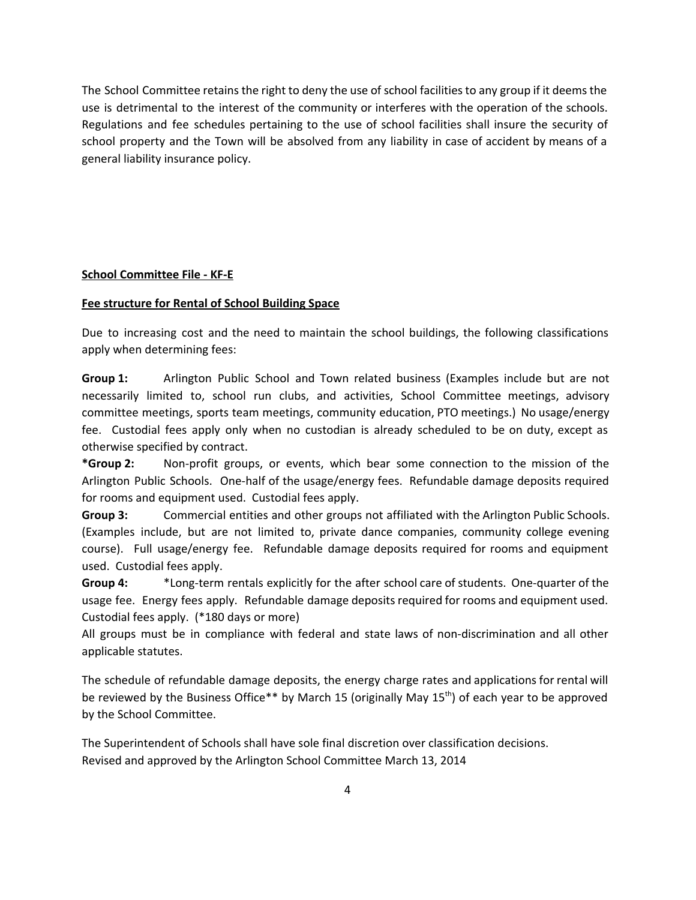The School Committee retains the right to deny the use of school facilities to any group if it deems the use is detrimental to the interest of the community or interferes with the operation of the schools. Regulations and fee schedules pertaining to the use of school facilities shall insure the security of school property and the Town will be absolved from any liability in case of accident by means of a general liability insurance policy.

**School Committee File - KF-E**

**Fee structure for Rental of School Building Space**

Due to increasing cost and the need to maintain the school buildings, the following classifications apply when determining fees:

**Group 1:** Arlington Public School and Town related business (Examples include but are not necessarily limited to, school run clubs, and activities, School Committee meetings, advisory committee meetings, sports team meetings, community education, PTO meetings.) No usage/energy fee. Custodial fees apply only when no custodian is already scheduled to be on duty, except as otherwise specified by contract.

***Group 2:** Non-profit groups, or events, which bear some connection to the mission of the Arlington Public Schools. One-half of the usage/energy fees. Refundable damage deposits required for rooms and equipment used. Custodial fees apply.

**Group 3:** Commercial entities and other groups not affiliated with the Arlington Public Schools. (Examples include, but are not limited to, private dance companies, community college evening course). Full usage/energy fee. Refundable damage deposits required for rooms and equipment used. Custodial fees apply.

**Group 4:** *Long-term rentals explicitly for the after school care of students. One-quarter of the usage fee. Energy fees apply. Refundable damage deposits required for rooms and equipment used. Custodial fees apply. (*180 days or more)

All groups must be in compliance with federal and state laws of non-discrimination and all other applicable statutes.

The schedule of refundable damage deposits, the energy charge rates and applications for rental will be reviewed by the Business Office** by March 15 (originally May 15th) of each year to be approved by the School Committee.

The Superintendent of Schools shall have sole final discretion over classification decisions.
Revised and approved by the Arlington School Committee March 13, 2014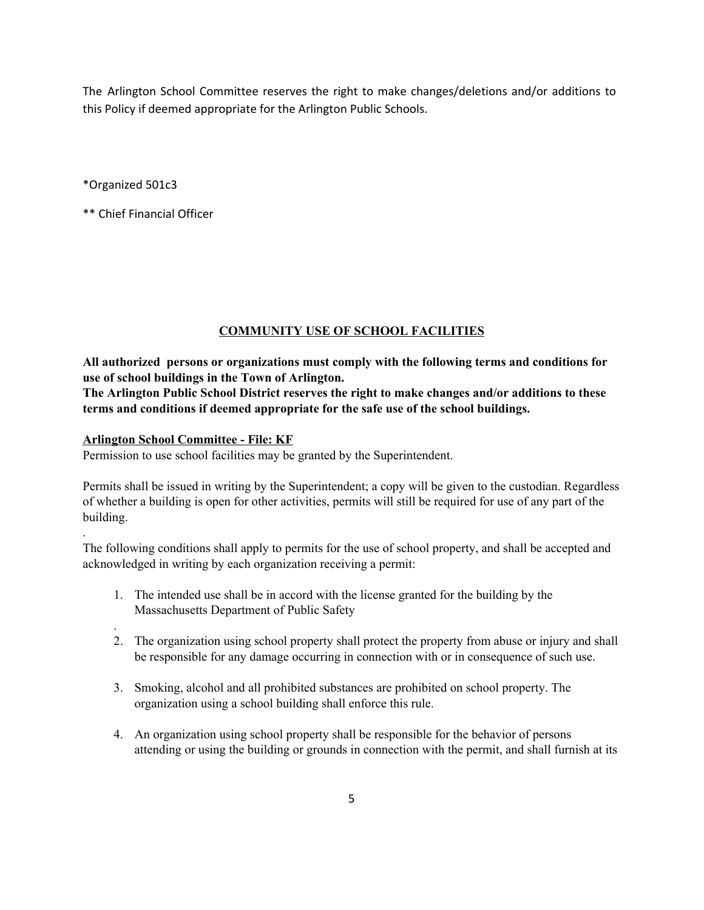The Arlington School Committee reserves the right to make changes/deletions and/or additions to this Policy if deemed appropriate for the Arlington Public Schools.

*Organized 501c3

** Chief Financial Officer

## COMMUNITY USE OF SCHOOL FACILITIES

**All authorized persons or organizations must comply with the following terms and conditions for use of school buildings in the Town of Arlington.**
**The Arlington Public School District reserves the right to make changes and/or additions to these terms and conditions if deemed appropriate for the safe use of the school buildings.**

**Arlington School Committee - File: KF**
Permission to use school facilities may be granted by the Superintendent.

Permits shall be issued in writing by the Superintendent; a copy will be given to the custodian. Regardless of whether a building is open for other activities, permits will still be required for use of any part of the building.

The following conditions shall apply to permits for the use of school property, and shall be accepted and acknowledged in writing by each organization receiving a permit:

1. The intended use shall be in accord with the license granted for the building by the Massachusetts Department of Public Safety
2. The organization using school property shall protect the property from abuse or injury and shall be responsible for any damage occurring in connection with or in consequence of such use.
3. Smoking, alcohol and all prohibited substances are prohibited on school property. The organization using a school building shall enforce this rule.
4. An organization using school property shall be responsible for the behavior of persons attending or using the building or grounds in connection with the permit, and shall furnish at its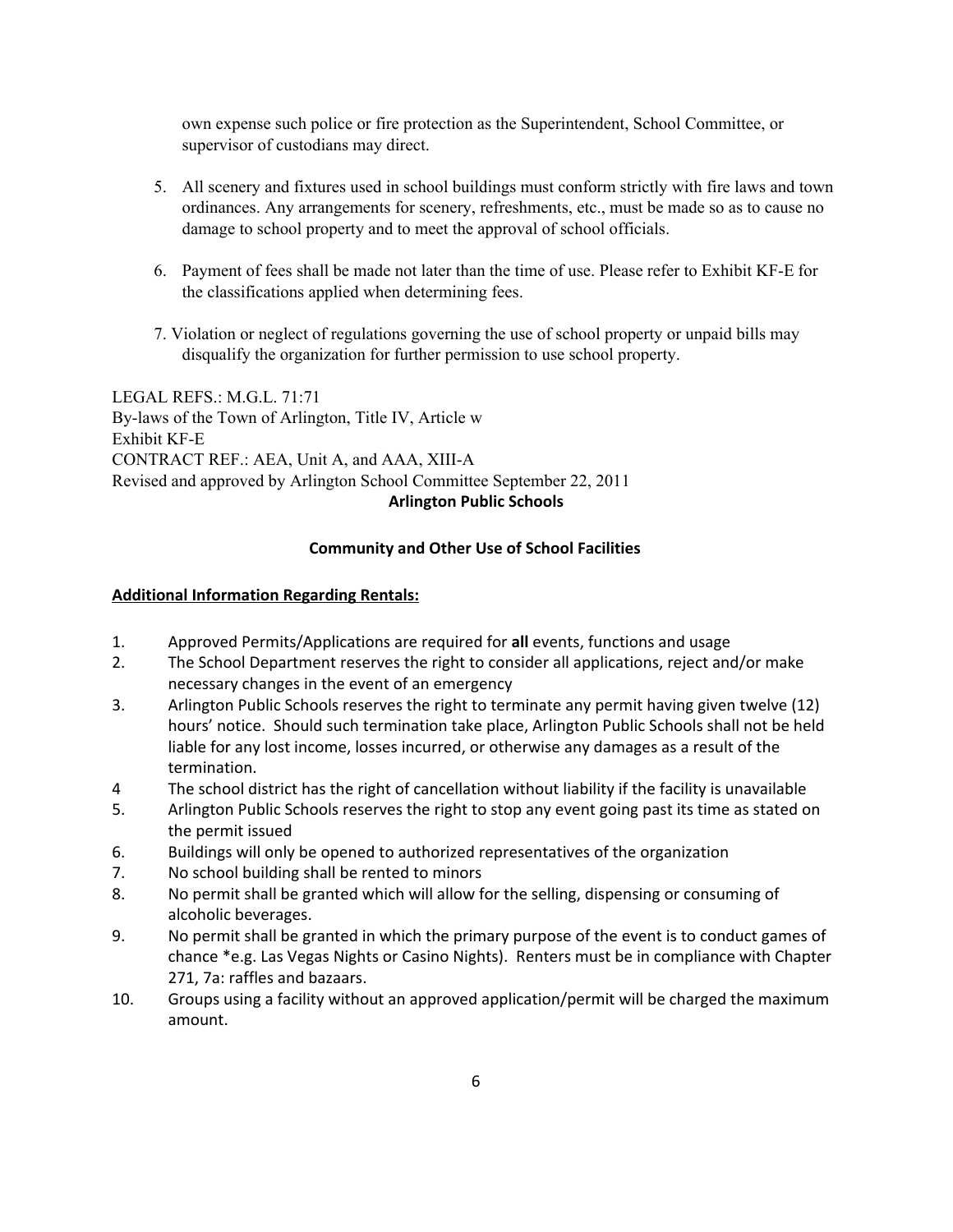own expense such police or fire protection as the Superintendent, School Committee, or supervisor of custodians may direct.

5. All scenery and fixtures used in school buildings must conform strictly with fire laws and town ordinances. Any arrangements for scenery, refreshments, etc., must be made so as to cause no damage to school property and to meet the approval of school officials.

6. Payment of fees shall be made not later than the time of use. Please refer to Exhibit KF-E for the classifications applied when determining fees.

7. Violation or neglect of regulations governing the use of school property or unpaid bills may disqualify the organization for further permission to use school property.

LEGAL REFS.: M.G.L. 71:71
By-laws of the Town of Arlington, Title IV, Article w
Exhibit KF-E
CONTRACT REF.: AEA, Unit A, and AAA, XIII-A
Revised and approved by Arlington School Committee September 22, 2011

**Arlington Public Schools**

**Community and Other Use of School Facilities**

**Additional Information Regarding Rentals:**

1. Approved Permits/Applications are required for **all** events, functions and usage
2. The School Department reserves the right to consider all applications, reject and/or make necessary changes in the event of an emergency
3. Arlington Public Schools reserves the right to terminate any permit having given twelve (12) hours' notice. Should such termination take place, Arlington Public Schools shall not be held liable for any lost income, losses incurred, or otherwise any damages as a result of the termination.
4. The school district has the right of cancellation without liability if the facility is unavailable
5. Arlington Public Schools reserves the right to stop any event going past its time as stated on the permit issued
6. Buildings will only be opened to authorized representatives of the organization
7. No school building shall be rented to minors
8. No permit shall be granted which will allow for the selling, dispensing or consuming of alcoholic beverages.
9. No permit shall be granted in which the primary purpose of the event is to conduct games of chance *e.g. Las Vegas Nights or Casino Nights). Renters must be in compliance with Chapter 271, 7a: raffles and bazaars.
10. Groups using a facility without an approved application/permit will be charged the maximum amount.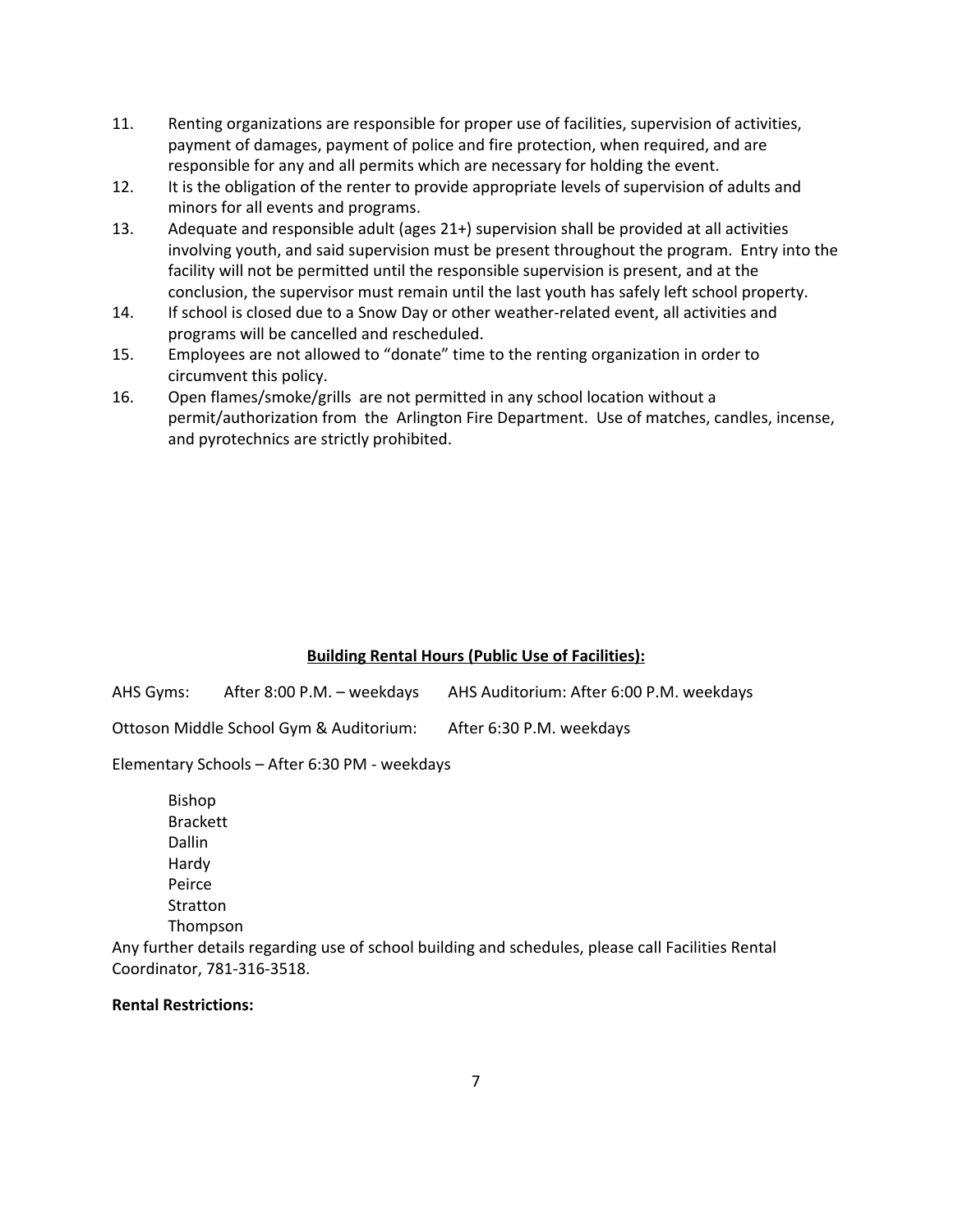11. Renting organizations are responsible for proper use of facilities, supervision of activities, payment of damages, payment of police and fire protection, when required, and are responsible for any and all permits which are necessary for holding the event.
12. It is the obligation of the renter to provide appropriate levels of supervision of adults and minors for all events and programs.
13. Adequate and responsible adult (ages 21+) supervision shall be provided at all activities involving youth, and said supervision must be present throughout the program. Entry into the facility will not be permitted until the responsible supervision is present, and at the conclusion, the supervisor must remain until the last youth has safely left school property.
14. If school is closed due to a Snow Day or other weather-related event, all activities and programs will be cancelled and rescheduled.
15. Employees are not allowed to "donate" time to the renting organization in order to circumvent this policy.
16. Open flames/smoke/grills are not permitted in any school location without a permit/authorization from the Arlington Fire Department. Use of matches, candles, incense, and pyrotechnics are strictly prohibited.

**Building Rental Hours (Public Use of Facilities):**

AHS Gyms: After 8:00 P.M. – weekdays AHS Auditorium: After 6:00 P.M. weekdays

Ottoson Middle School Gym & Auditorium: After 6:30 P.M. weekdays

Elementary Schools – After 6:30 PM - weekdays

Bishop
Brackett
Dallin
Hardy
Peirce
Stratton
Thompson

Any further details regarding use of school building and schedules, please call Facilities Rental Coordinator, 781-316-3518.

**Rental Restrictions:**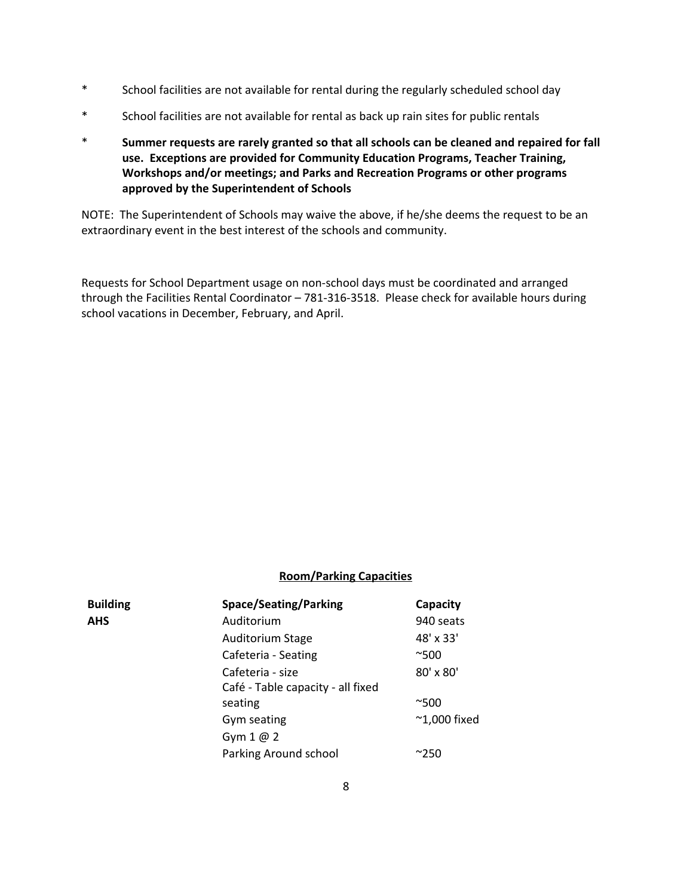* School facilities are not available for rental during the regularly scheduled school day

* School facilities are not available for rental as back up rain sites for public rentals

* **Summer requests are rarely granted so that all schools can be cleaned and repaired for fall use. Exceptions are provided for Community Education Programs, Teacher Training, Workshops and/or meetings; and Parks and Recreation Programs or other programs approved by the Superintendent of Schools**

NOTE: The Superintendent of Schools may waive the above, if he/she deems the request to be an extraordinary event in the best interest of the schools and community.

Requests for School Department usage on non-school days must be coordinated and arranged through the Facilities Rental Coordinator – 781-316-3518. Please check for available hours during school vacations in December, February, and April.

**Room/Parking Capacities**

| **Building** | **Space/Seating/Parking** | **Capacity** |
|---|---|---|
| **AHS** | Auditorium | 940 seats |
| | Auditorium Stage | 48' x 33' |
| | Cafeteria - Seating | ~500 |
| | Cafeteria - size | 80' x 80' |
| | Café - Table capacity - all fixed seating | ~500 |
| | Gym seating | ~1,000 fixed |
| | Gym 1 @ 2 | |
| | Parking Around school | ~250 |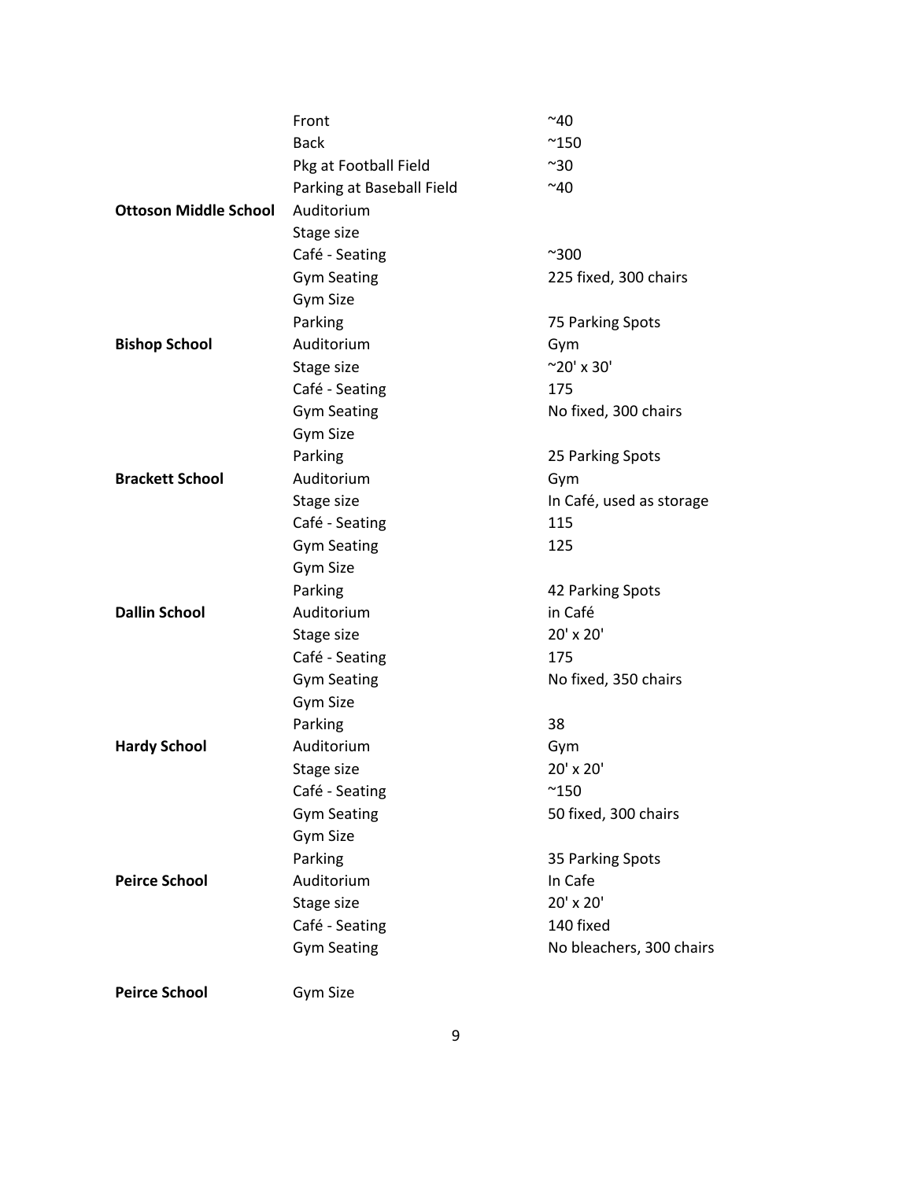| | | |
|---|---|---|
| | Front | ~40 |
| | Back | ~150 |
| | Pkg at Football Field | ~30 |
| | Parking at Baseball Field | ~40 |
| **Ottoson Middle School** | Auditorium | |
| | Stage size | |
| | Café - Seating | ~300 |
| | Gym Seating | 225 fixed, 300 chairs |
| | Gym Size | |
| | Parking | 75 Parking Spots |
| **Bishop School** | Auditorium | Gym |
| | Stage size | ~20' x 30' |
| | Café - Seating | 175 |
| | Gym Seating | No fixed, 300 chairs |
| | Gym Size | |
| | Parking | 25 Parking Spots |
| **Brackett School** | Auditorium | Gym |
| | Stage size | In Café, used as storage |
| | Café - Seating | 115 |
| | Gym Seating | 125 |
| | Gym Size | |
| | Parking | 42 Parking Spots |
| **Dallin School** | Auditorium | in Café |
| | Stage size | 20' x 20' |
| | Café - Seating | 175 |
| | Gym Seating | No fixed, 350 chairs |
| | Gym Size | |
| | Parking | 38 |
| **Hardy School** | Auditorium | Gym |
| | Stage size | 20' x 20' |
| | Café - Seating | ~150 |
| | Gym Seating | 50 fixed, 300 chairs |
| | Gym Size | |
| | Parking | 35 Parking Spots |
| **Peirce School** | Auditorium | In Cafe |
| | Stage size | 20' x 20' |
| | Café - Seating | 140 fixed |
| | Gym Seating | No bleachers, 300 chairs |
| **Peirce School** | Gym Size | |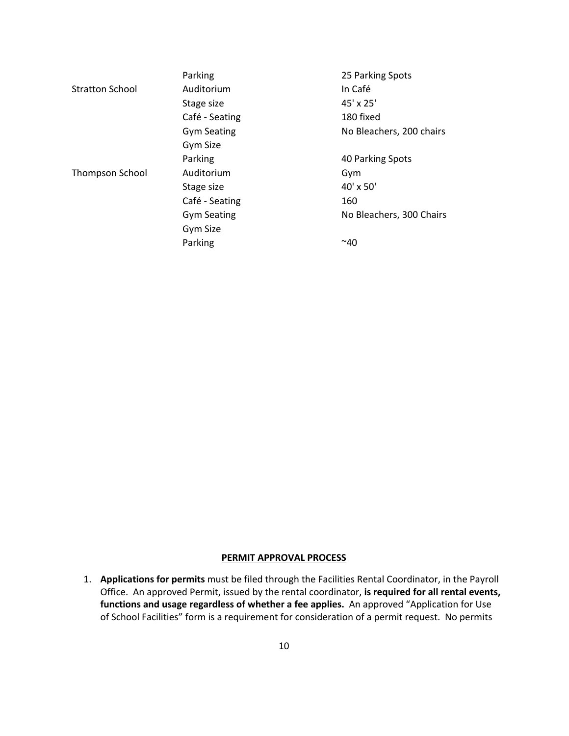| | | |
|---|---|---|
| | Parking | 25 Parking Spots |
| Stratton School | Auditorium | In Café |
| | Stage size | 45' x 25' |
| | Café - Seating | 180 fixed |
| | Gym Seating | No Bleachers, 200 chairs |
| | Gym Size | |
| | Parking | 40 Parking Spots |
| Thompson School | Auditorium | Gym |
| | Stage size | 40' x 50' |
| | Café - Seating | 160 |
| | Gym Seating | No Bleachers, 300 Chairs |
| | Gym Size | |
| | Parking | ~40 |

## PERMIT APPROVAL PROCESS

1. **Applications for permits** must be filed through the Facilities Rental Coordinator, in the Payroll Office. An approved Permit, issued by the rental coordinator, **is required for all rental events, functions and usage regardless of whether a fee applies.** An approved "Application for Use of School Facilities" form is a requirement for consideration of a permit request. No permits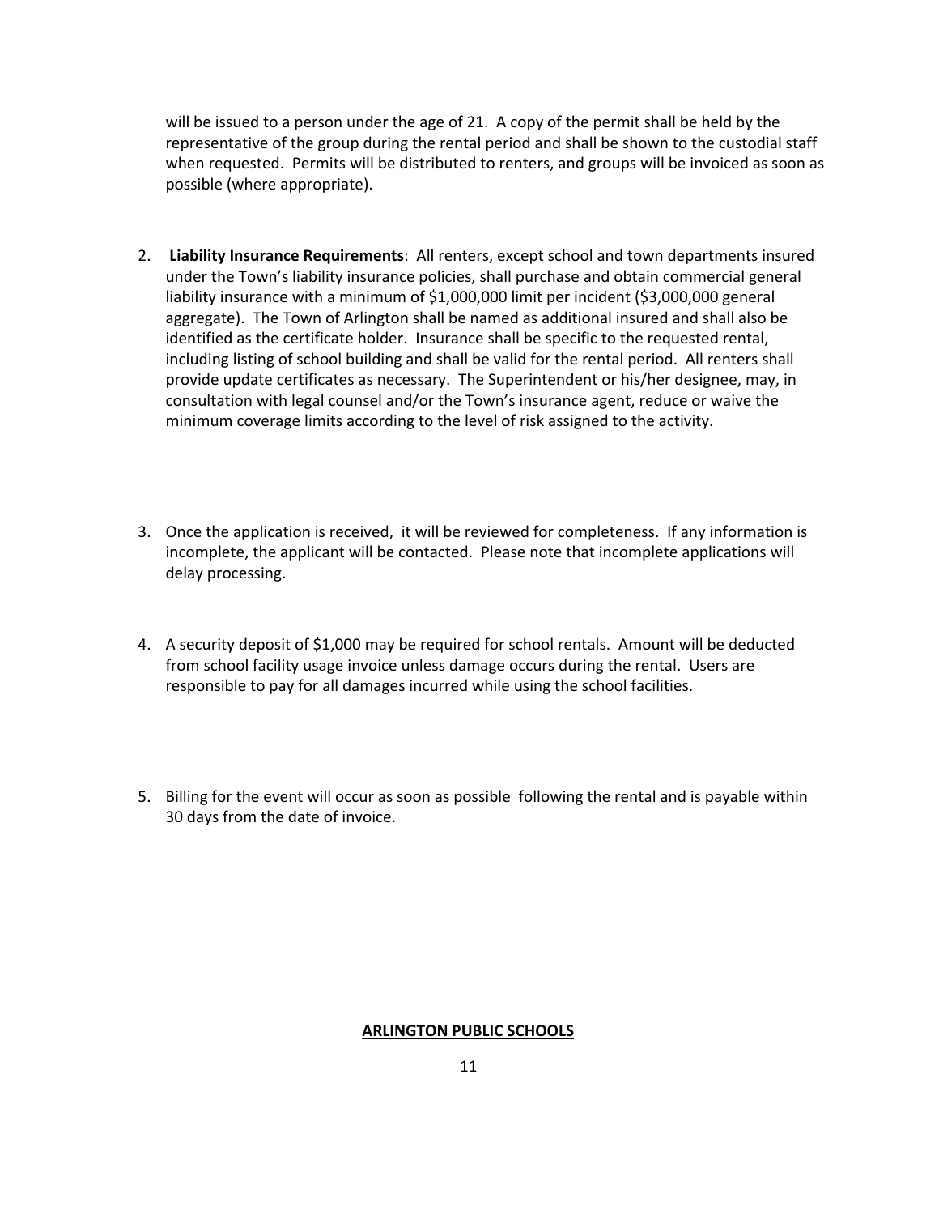will be issued to a person under the age of 21. A copy of the permit shall be held by the representative of the group during the rental period and shall be shown to the custodial staff when requested. Permits will be distributed to renters, and groups will be invoiced as soon as possible (where appropriate).

2. **Liability Insurance Requirements**: All renters, except school and town departments insured under the Town's liability insurance policies, shall purchase and obtain commercial general liability insurance with a minimum of $1,000,000 limit per incident ($3,000,000 general aggregate). The Town of Arlington shall be named as additional insured and shall also be identified as the certificate holder. Insurance shall be specific to the requested rental, including listing of school building and shall be valid for the rental period. All renters shall provide update certificates as necessary. The Superintendent or his/her designee, may, in consultation with legal counsel and/or the Town's insurance agent, reduce or waive the minimum coverage limits according to the level of risk assigned to the activity.

3. Once the application is received, it will be reviewed for completeness. If any information is incomplete, the applicant will be contacted. Please note that incomplete applications will delay processing.

4. A security deposit of $1,000 may be required for school rentals. Amount will be deducted from school facility usage invoice unless damage occurs during the rental. Users are responsible to pay for all damages incurred while using the school facilities.

5. Billing for the event will occur as soon as possible following the rental and is payable within 30 days from the date of invoice.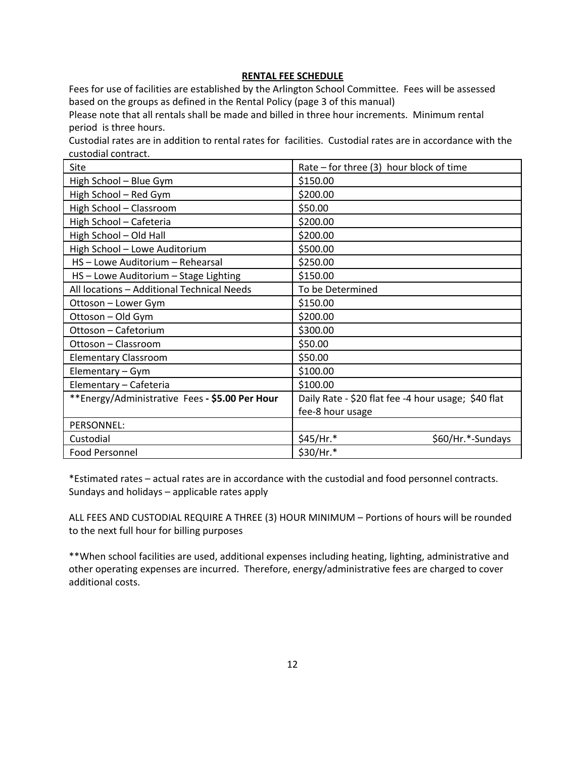## RENTAL FEE SCHEDULE

Fees for use of facilities are established by the Arlington School Committee. Fees will be assessed based on the groups as defined in the Rental Policy (page 3 of this manual)

Please note that all rentals shall be made and billed in three hour increments. Minimum rental period is three hours.

Custodial rates are in addition to rental rates for facilities. Custodial rates are in accordance with the custodial contract.

| Site | Rate – for three (3) hour block of time |
|---|---|
| High School – Blue Gym | $150.00 |
| High School – Red Gym | $200.00 |
| High School – Classroom | $50.00 |
| High School – Cafeteria | $200.00 |
| High School – Old Hall | $200.00 |
| High School – Lowe Auditorium | $500.00 |
| HS – Lowe Auditorium – Rehearsal | $250.00 |
| HS – Lowe Auditorium – Stage Lighting | $150.00 |
| All locations – Additional Technical Needs | To be Determined |
| Ottoson – Lower Gym | $150.00 |
| Ottoson – Old Gym | $200.00 |
| Ottoson – Cafetorium | $300.00 |
| Ottoson – Classroom | $50.00 |
| Elementary Classroom | $50.00 |
| Elementary – Gym | $100.00 |
| Elementary – Cafeteria | $100.00 |
| **Energy/Administrative Fees **- $5.00 Per Hour** | Daily Rate - $20 flat fee -4 hour usage; $40 flat fee-8 hour usage |
| PERSONNEL: | |
| Custodial | $45/Hr.* $60/Hr.*-Sundays |
| Food Personnel | $30/Hr.* |

*Estimated rates – actual rates are in accordance with the custodial and food personnel contracts. Sundays and holidays – applicable rates apply

ALL FEES AND CUSTODIAL REQUIRE A THREE (3) HOUR MINIMUM – Portions of hours will be rounded to the next full hour for billing purposes

**When school facilities are used, additional expenses including heating, lighting, administrative and other operating expenses are incurred. Therefore, energy/administrative fees are charged to cover additional costs.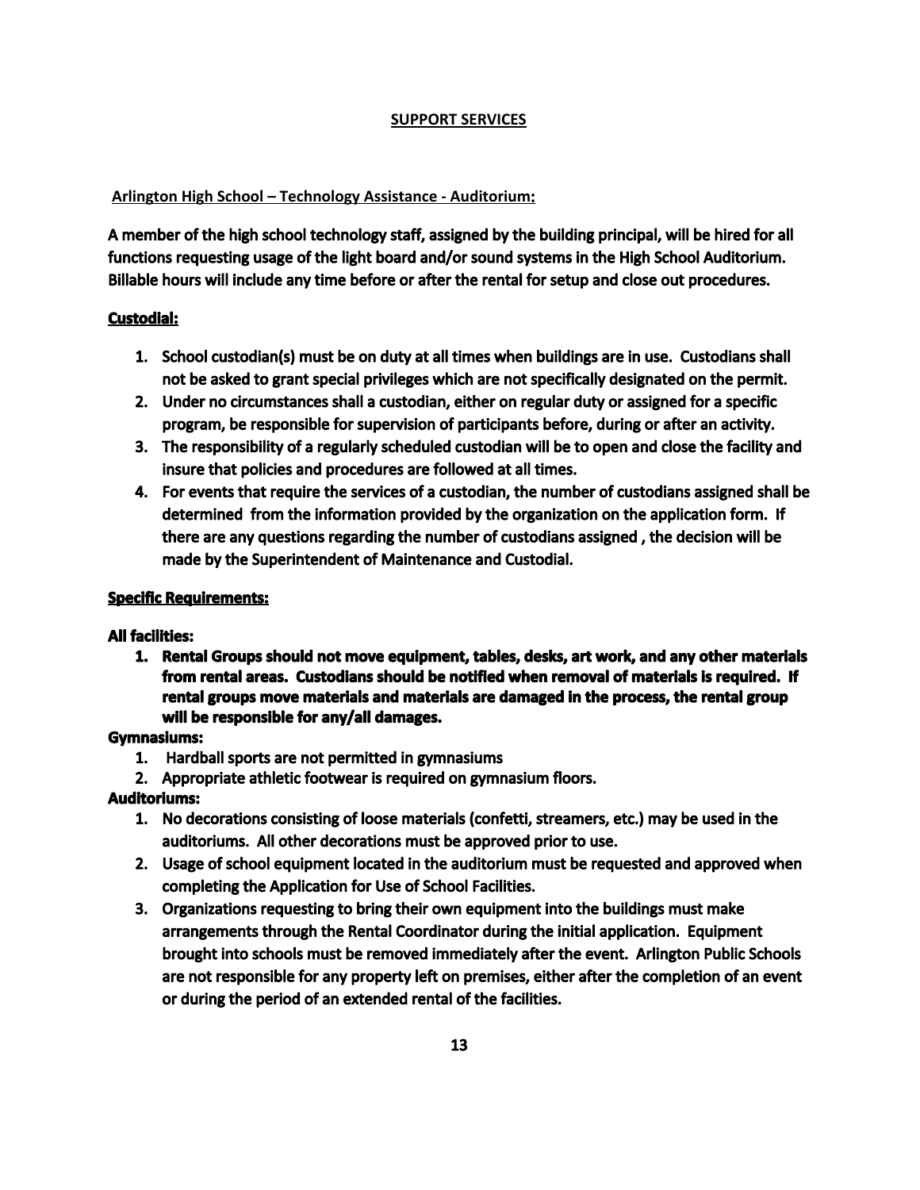## SUPPORT SERVICES

**Arlington High School – Technology Assistance - Auditorium:**

**A member of the high school technology staff, assigned by the building principal, will be hired for all functions requesting usage of the light board and/or sound systems in the High School Auditorium. Billable hours will include any time before or after the rental for setup and close out procedures.**

**Custodial:**

1. **School custodian(s) must be on duty at all times when buildings are in use. Custodians shall not be asked to grant special privileges which are not specifically designated on the permit.**
2. **Under no circumstances shall a custodian, either on regular duty or assigned for a specific program, be responsible for supervision of participants before, during or after an activity.**
3. **The responsibility of a regularly scheduled custodian will be to open and close the facility and insure that policies and procedures are followed at all times.**
4. **For events that require the services of a custodian, the number of custodians assigned shall be determined from the information provided by the organization on the application form. If there are any questions regarding the number of custodians assigned , the decision will be made by the Superintendent of Maintenance and Custodial.**

**Specific Requirements:**

**All facilities:**

1. **Rental Groups should not move equipment, tables, desks, art work, and any other materials from rental areas. Custodians should be notified when removal of materials is required. If rental groups move materials and materials are damaged in the process, the rental group will be responsible for any/all damages.**

**Gymnasiums:**

1. **Hardball sports are not permitted in gymnasiums**
2. **Appropriate athletic footwear is required on gymnasium floors.**

**Auditoriums:**

1. **No decorations consisting of loose materials (confetti, streamers, etc.) may be used in the auditoriums. All other decorations must be approved prior to use.**
2. **Usage of school equipment located in the auditorium must be requested and approved when completing the Application for Use of School Facilities.**
3. **Organizations requesting to bring their own equipment into the buildings must make arrangements through the Rental Coordinator during the initial application. Equipment brought into schools must be removed immediately after the event. Arlington Public Schools are not responsible for any property left on premises, either after the completion of an event or during the period of an extended rental of the facilities.**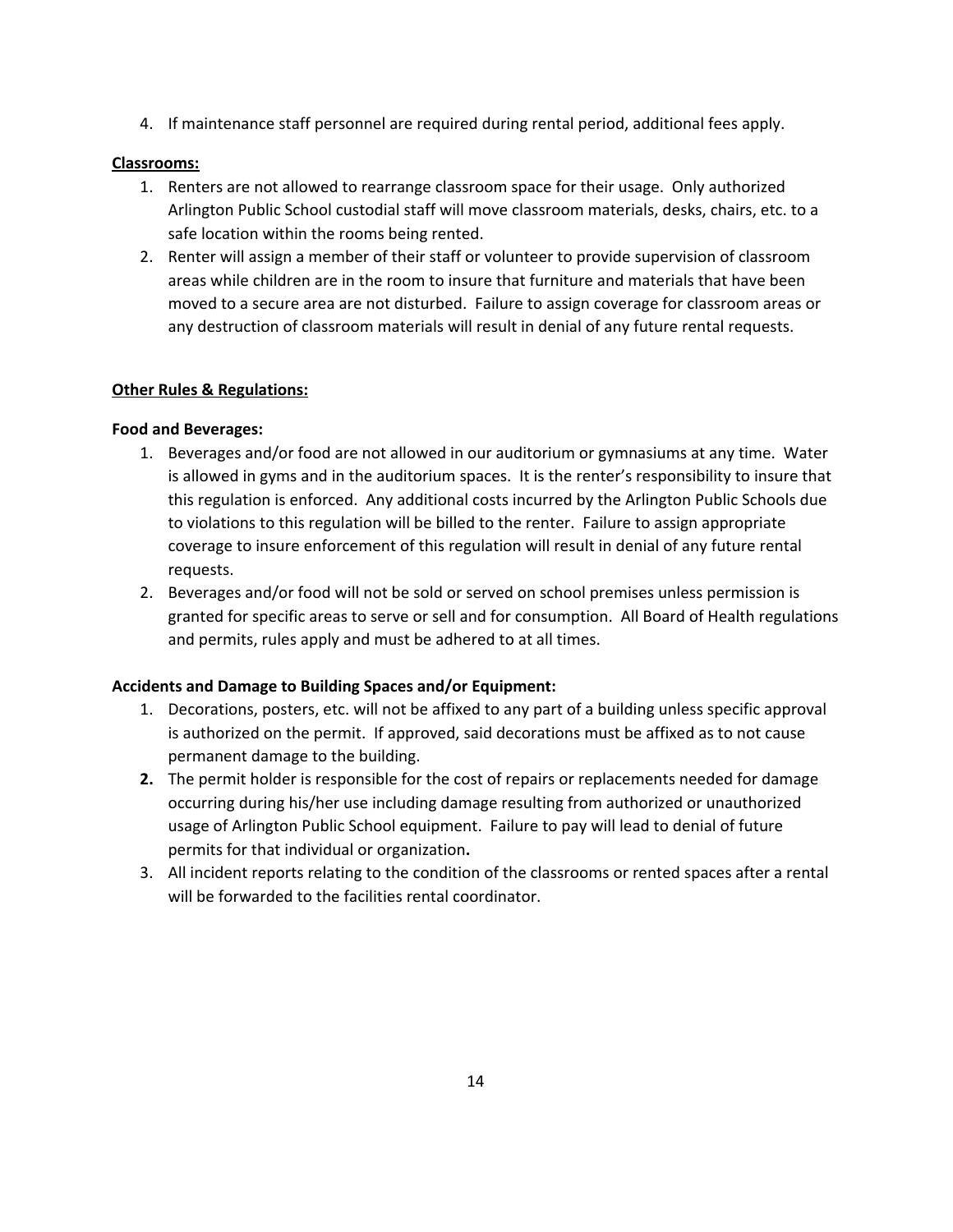4. If maintenance staff personnel are required during rental period, additional fees apply.

**Classrooms:**

1. Renters are not allowed to rearrange classroom space for their usage. Only authorized Arlington Public School custodial staff will move classroom materials, desks, chairs, etc. to a safe location within the rooms being rented.
2. Renter will assign a member of their staff or volunteer to provide supervision of classroom areas while children are in the room to insure that furniture and materials that have been moved to a secure area are not disturbed. Failure to assign coverage for classroom areas or any destruction of classroom materials will result in denial of any future rental requests.

**Other Rules & Regulations:**

**Food and Beverages:**

1. Beverages and/or food are not allowed in our auditorium or gymnasiums at any time. Water is allowed in gyms and in the auditorium spaces. It is the renter's responsibility to insure that this regulation is enforced. Any additional costs incurred by the Arlington Public Schools due to violations to this regulation will be billed to the renter. Failure to assign appropriate coverage to insure enforcement of this regulation will result in denial of any future rental requests.
2. Beverages and/or food will not be sold or served on school premises unless permission is granted for specific areas to serve or sell and for consumption. All Board of Health regulations and permits, rules apply and must be adhered to at all times.

**Accidents and Damage to Building Spaces and/or Equipment:**

1. Decorations, posters, etc. will not be affixed to any part of a building unless specific approval is authorized on the permit. If approved, said decorations must be affixed as to not cause permanent damage to the building.
2. The permit holder is responsible for the cost of repairs or replacements needed for damage occurring during his/her use including damage resulting from authorized or unauthorized usage of Arlington Public School equipment. Failure to pay will lead to denial of future permits for that individual or organization.
3. All incident reports relating to the condition of the classrooms or rented spaces after a rental will be forwarded to the facilities rental coordinator.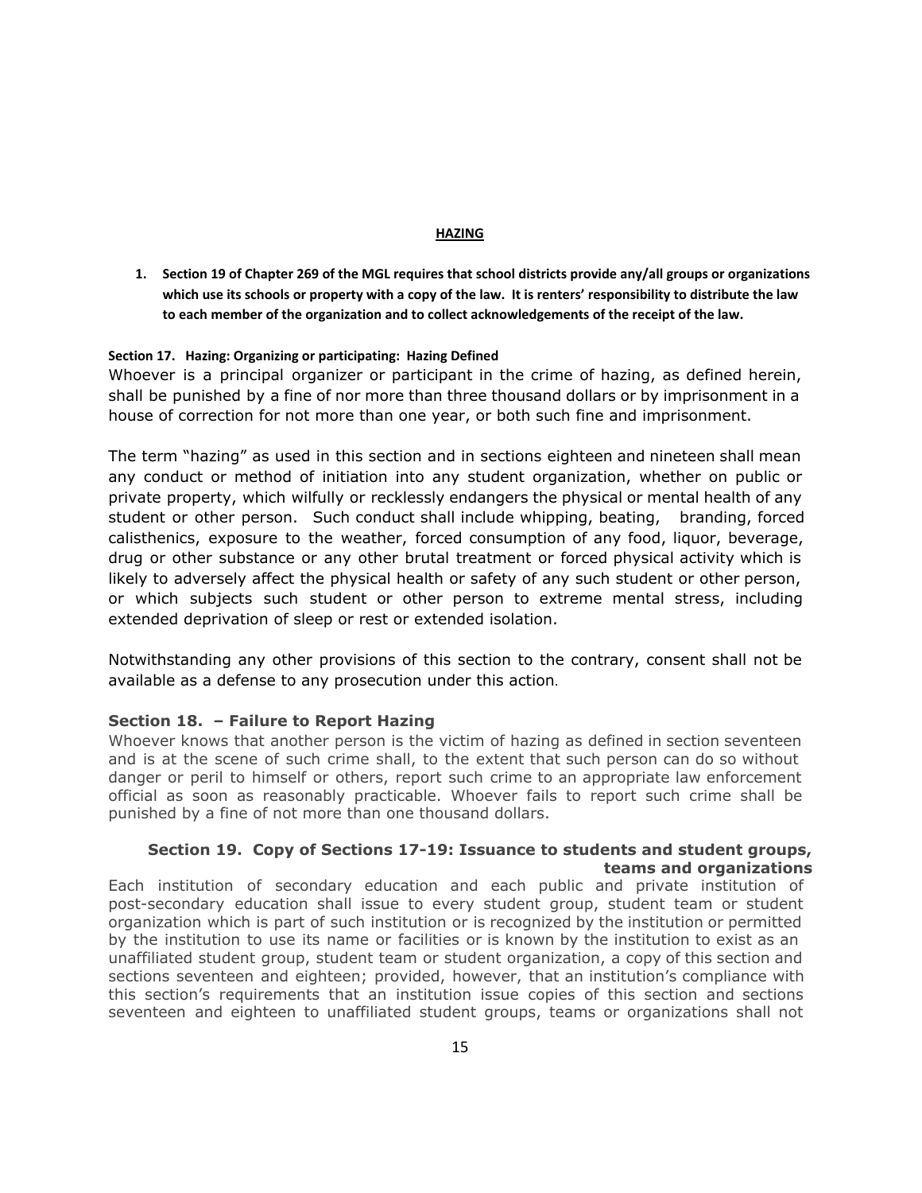## HAZING

1. **Section 19 of Chapter 269 of the MGL requires that school districts provide any/all groups or organizations which use its schools or property with a copy of the law. It is renters' responsibility to distribute the law to each member of the organization and to collect acknowledgements of the receipt of the law.**

**Section 17. Hazing: Organizing or participating: Hazing Defined**

Whoever is a principal organizer or participant in the crime of hazing, as defined herein, shall be punished by a fine of nor more than three thousand dollars or by imprisonment in a house of correction for not more than one year, or both such fine and imprisonment.

The term "hazing" as used in this section and in sections eighteen and nineteen shall mean any conduct or method of initiation into any student organization, whether on public or private property, which wilfully or recklessly endangers the physical or mental health of any student or other person. Such conduct shall include whipping, beating, branding, forced calisthenics, exposure to the weather, forced consumption of any food, liquor, beverage, drug or other substance or any other brutal treatment or forced physical activity which is likely to adversely affect the physical health or safety of any such student or other person, or which subjects such student or other person to extreme mental stress, including extended deprivation of sleep or rest or extended isolation.

Notwithstanding any other provisions of this section to the contrary, consent shall not be available as a defense to any prosecution under this action.

### Section 18. – Failure to Report Hazing

Whoever knows that another person is the victim of hazing as defined in section seventeen and is at the scene of such crime shall, to the extent that such person can do so without danger or peril to himself or others, report such crime to an appropriate law enforcement official as soon as reasonably practicable. Whoever fails to report such crime shall be punished by a fine of not more than one thousand dollars.

### Section 19. Copy of Sections 17-19: Issuance to students and student groups, teams and organizations

Each institution of secondary education and each public and private institution of post-secondary education shall issue to every student group, student team or student organization which is part of such institution or is recognized by the institution or permitted by the institution to use its name or facilities or is known by the institution to exist as an unaffiliated student group, student team or student organization, a copy of this section and sections seventeen and eighteen; provided, however, that an institution's compliance with this section's requirements that an institution issue copies of this section and sections seventeen and eighteen to unaffiliated student groups, teams or organizations shall not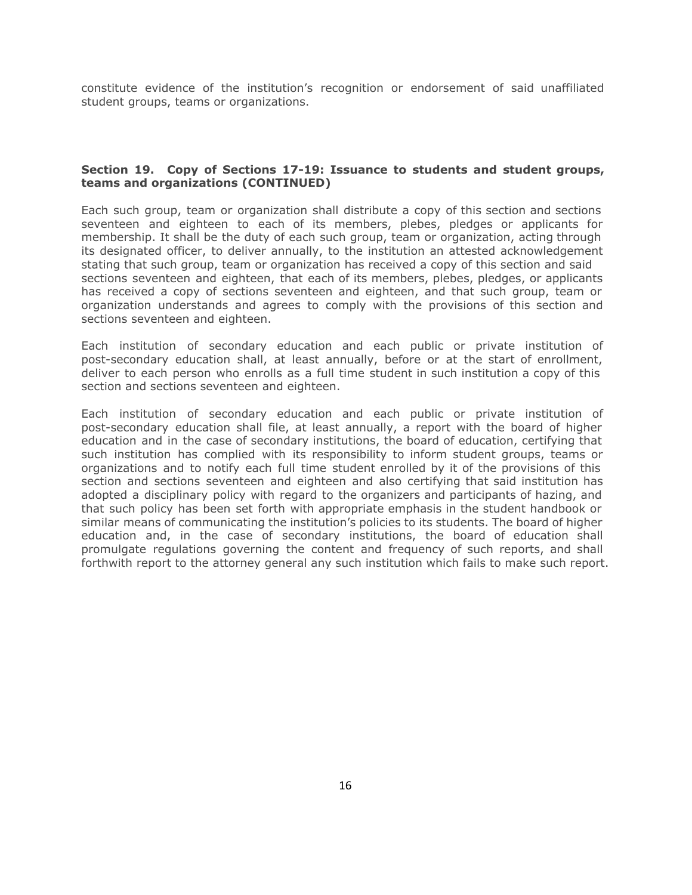constitute evidence of the institution's recognition or endorsement of said unaffiliated student groups, teams or organizations.

**Section 19. Copy of Sections 17-19: Issuance to students and student groups, teams and organizations (CONTINUED)**

Each such group, team or organization shall distribute a copy of this section and sections seventeen and eighteen to each of its members, plebes, pledges or applicants for membership. It shall be the duty of each such group, team or organization, acting through its designated officer, to deliver annually, to the institution an attested acknowledgement stating that such group, team or organization has received a copy of this section and said sections seventeen and eighteen, that each of its members, plebes, pledges, or applicants has received a copy of sections seventeen and eighteen, and that such group, team or organization understands and agrees to comply with the provisions of this section and sections seventeen and eighteen.

Each institution of secondary education and each public or private institution of post-secondary education shall, at least annually, before or at the start of enrollment, deliver to each person who enrolls as a full time student in such institution a copy of this section and sections seventeen and eighteen.

Each institution of secondary education and each public or private institution of post-secondary education shall file, at least annually, a report with the board of higher education and in the case of secondary institutions, the board of education, certifying that such institution has complied with its responsibility to inform student groups, teams or organizations and to notify each full time student enrolled by it of the provisions of this section and sections seventeen and eighteen and also certifying that said institution has adopted a disciplinary policy with regard to the organizers and participants of hazing, and that such policy has been set forth with appropriate emphasis in the student handbook or similar means of communicating the institution's policies to its students. The board of higher education and, in the case of secondary institutions, the board of education shall promulgate regulations governing the content and frequency of such reports, and shall forthwith report to the attorney general any such institution which fails to make such report.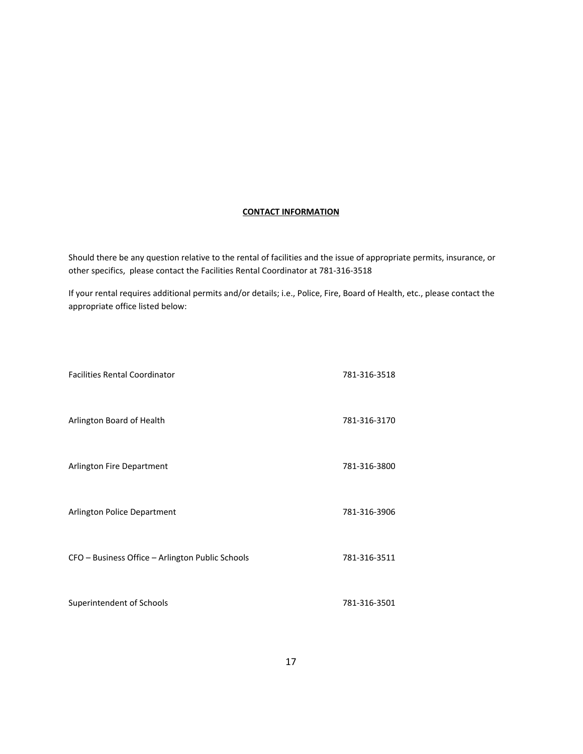## CONTACT INFORMATION

Should there be any question relative to the rental of facilities and the issue of appropriate permits, insurance, or other specifics, please contact the Facilities Rental Coordinator at 781-316-3518

If your rental requires additional permits and/or details; i.e., Police, Fire, Board of Health, etc., please contact the appropriate office listed below:

| | |
|---|---|
| Facilities Rental Coordinator | 781-316-3518 |
| Arlington Board of Health | 781-316-3170 |
| Arlington Fire Department | 781-316-3800 |
| Arlington Police Department | 781-316-3906 |
| CFO – Business Office – Arlington Public Schools | 781-316-3511 |
| Superintendent of Schools | 781-316-3501 |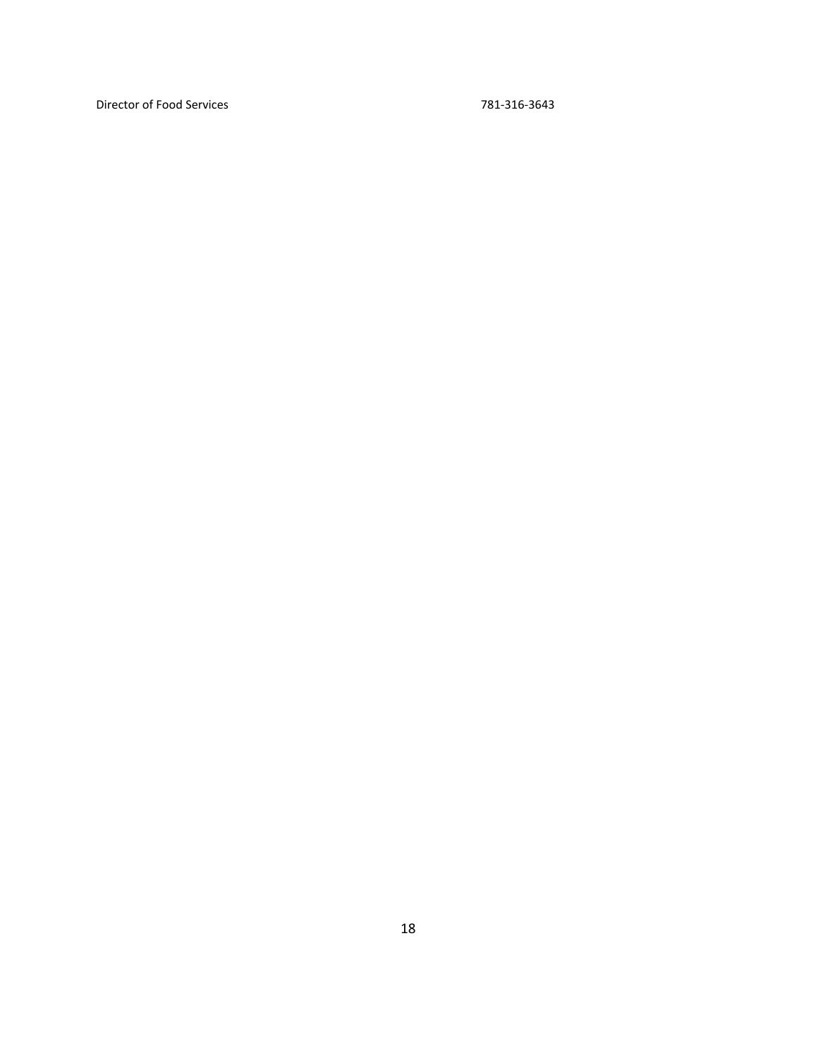Director of Food Services 781-316-3643